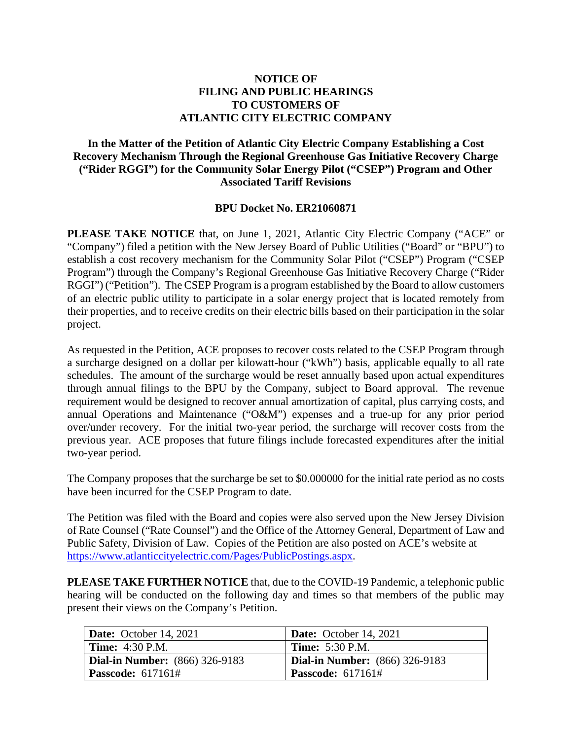# NOTICE OF FILING AND PUBLIC HEARINGS TO CUSTOMERS OF ATLANTIC CITY ELECTRIC COMPANY

## In the Matter of the Petition of Atlantic City Electric Company Establishing a Cost Recovery Mechanism Through the Regional Greenhouse Gas Initiative Recovery Charge ("Rider RGGI") for the Community Solar Energy Pilot ("CSEP") Program and Other Associated Tariff Revisions

### BPU Docket No. ER21060871

**PLEASE TAKE NOTICE** that, on June 1, 2021, Atlantic City Electric Company ("ACE" or "Company") filed a petition with the New Jersey Board of Public Utilities ("Board" or "BPU") to establish a cost recovery mechanism for the Community Solar Pilot ("CSEP") Program ("CSEP Program") through the Company's Regional Greenhouse Gas Initiative Recovery Charge ("Rider RGGI") ("Petition"). The CSEP Program is a program established by the Board to allow customers of an electric public utility to participate in a solar energy project that is located remotely from their properties, and to receive credits on their electric bills based on their participation in the solar project.

As requested in the Petition, ACE proposes to recover costs related to the CSEP Program through a surcharge designed on a dollar per kilowatt-hour ("kWh") basis, applicable equally to all rate schedules. The amount of the surcharge would be reset annually based upon actual expenditures through annual filings to the BPU by the Company, subject to Board approval. The revenue requirement would be designed to recover annual amortization of capital, plus carrying costs, and annual Operations and Maintenance ("O&M") expenses and a true-up for any prior period over/under recovery. For the initial two-year period, the surcharge will recover costs from the previous year. ACE proposes that future filings include forecasted expenditures after the initial two-year period.

The Company proposes that the surcharge be set to $0.000000 for the initial rate period as no costs have been incurred for the CSEP Program to date.

The Petition was filed with the Board and copies were also served upon the New Jersey Division of Rate Counsel ("Rate Counsel") and the Office of the Attorney General, Department of Law and Public Safety, Division of Law. Copies of the Petition are also posted on ACE's website at https://www.atlanticcityelectric.com/Pages/PublicPostings.aspx.

**PLEASE TAKE FURTHER NOTICE** that, due to the COVID-19 Pandemic, a telephonic public hearing will be conducted on the following day and times so that members of the public may present their views on the Company's Petition.

| **Date:** October 14, 2021 | **Date:** October 14, 2021 |
|---|---|
| **Time:** 4:30 P.M. | **Time:** 5:30 P.M. |
| **Dial-in Number:** (866) 326-9183 | **Dial-in Number:** (866) 326-9183 |
| **Passcode:** 617161# | **Passcode:** 617161# |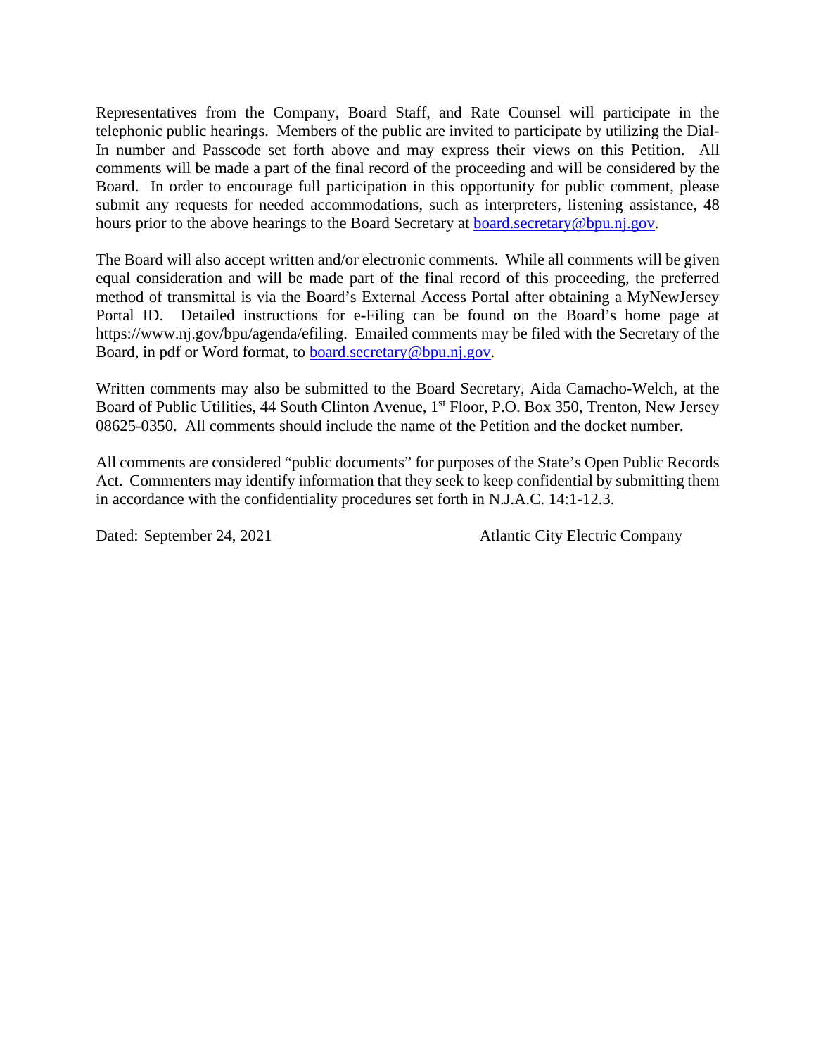Representatives from the Company, Board Staff, and Rate Counsel will participate in the telephonic public hearings. Members of the public are invited to participate by utilizing the Dial-In number and Passcode set forth above and may express their views on this Petition. All comments will be made a part of the final record of the proceeding and will be considered by the Board. In order to encourage full participation in this opportunity for public comment, please submit any requests for needed accommodations, such as interpreters, listening assistance, 48 hours prior to the above hearings to the Board Secretary at board.secretary@bpu.nj.gov.

The Board will also accept written and/or electronic comments. While all comments will be given equal consideration and will be made part of the final record of this proceeding, the preferred method of transmittal is via the Board's External Access Portal after obtaining a MyNewJersey Portal ID. Detailed instructions for e-Filing can be found on the Board's home page at https://www.nj.gov/bpu/agenda/efiling. Emailed comments may be filed with the Secretary of the Board, in pdf or Word format, to board.secretary@bpu.nj.gov.

Written comments may also be submitted to the Board Secretary, Aida Camacho-Welch, at the Board of Public Utilities, 44 South Clinton Avenue, 1st Floor, P.O. Box 350, Trenton, New Jersey 08625-0350. All comments should include the name of the Petition and the docket number.

All comments are considered "public documents" for purposes of the State's Open Public Records Act. Commenters may identify information that they seek to keep confidential by submitting them in accordance with the confidentiality procedures set forth in N.J.A.C. 14:1-12.3.

Dated: September 24, 2021

Atlantic City Electric Company